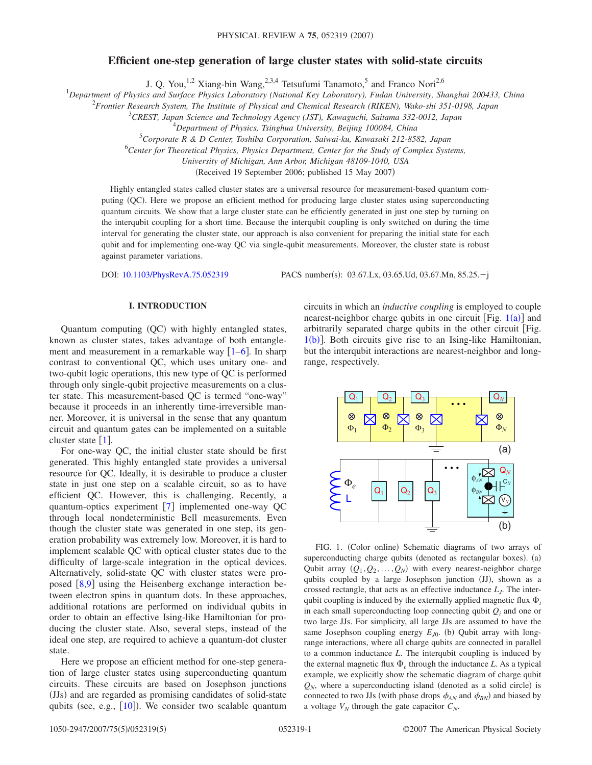# Efficient one-step generation of large cluster states with solid-state circuits

J. Q. You,[1,2] Xiang-bin Wang,[2,3,4] Tetsufumi Tanamoto,[5] and Franco Nori[2,6]

[1]*Department of Physics and Surface Physics Laboratory (National Key Laboratory), Fudan University, Shanghai 200433, China*
[2]*Frontier Research System, The Institute of Physical and Chemical Research (RIKEN), Wako-shi 351-0198, Japan*
[3]*CREST, Japan Science and Technology Agency (JST), Kawaguchi, Saitama 332-0012, Japan*
[4]*Department of Physics, Tsinghua University, Beijing 100084, China*
[5]*Corporate R & D Center, Toshiba Corporation, Saiwai-ku, Kawasaki 212-8582, Japan*
[6]*Center for Theoretical Physics, Physics Department, Center for the Study of Complex Systems, University of Michigan, Ann Arbor, Michigan 48109-1040, USA*

(Received 19 September 2006; published 15 May 2007)

Highly entangled states called cluster states are a universal resource for measurement-based quantum computing (QC). Here we propose an efficient method for producing large cluster states using superconducting quantum circuits. We show that a large cluster state can be efficiently generated in just one step by turning on the interqubit coupling for a short time. Because the interqubit coupling is only switched on during the time interval for generating the cluster state, our approach is also convenient for preparing the initial state for each qubit and for implementing one-way QC via single-qubit measurements. Moreover, the cluster state is robust against parameter variations.

DOI: 10.1103/PhysRevA.75.052319 PACS number(s): 03.67.Lx, 03.65.Ud, 03.67.Mn, 85.25.−j

## I. INTRODUCTION

Quantum computing (QC) with highly entangled states, known as cluster states, takes advantage of both entanglement and measurement in a remarkable way [1–6]. In sharp contrast to conventional QC, which uses unitary one- and two-qubit logic operations, this new type of QC is performed through only single-qubit projective measurements on a cluster state. This measurement-based QC is termed "one-way" because it proceeds in an inherently time-irreversible manner. Moreover, it is universal in the sense that any quantum circuit and quantum gates can be implemented on a suitable cluster state [1].

For one-way QC, the initial cluster state should be first generated. This highly entangled state provides a universal resource for QC. Ideally, it is desirable to produce a cluster state in just one step on a scalable circuit, so as to have efficient QC. However, this is challenging. Recently, a quantum-optics experiment [7] implemented one-way QC through local nondeterministic Bell measurements. Even though the cluster state was generated in one step, its generation probability was extremely low. Moreover, it is hard to implement scalable QC with optical cluster states due to the difficulty of large-scale integration in the optical devices. Alternatively, solid-state QC with cluster states were proposed [8,9] using the Heisenberg exchange interaction between electron spins in quantum dots. In these approaches, additional rotations are performed on individual qubits in order to obtain an effective Ising-like Hamiltonian for producing the cluster state. Also, several steps, instead of the ideal one step, are required to achieve a quantum-dot cluster state.

Here we propose an efficient method for one-step generation of large cluster states using superconducting quantum circuits. These circuits are based on Josephson junctions (JJs) and are regarded as promising candidates of solid-state qubits (see, e.g., [10]). We consider two scalable quantum circuits in which an *inductive coupling* is employed to couple nearest-neighbor charge qubits in one circuit [Fig. 1(a)] and arbitrarily separated charge qubits in the other circuit [Fig. 1(b)]. Both circuits give rise to an Ising-like Hamiltonian, but the interqubit interactions are nearest-neighbor and long-range, respectively.

$Q_1$ $Q_2$ $Q_3$ $Q_N$
$\Phi_1$ $\Phi_2$ $\Phi_3$ $\Phi_N$
(a)
$\Phi_e$
L
$Q_1$ $Q_2$ $Q_3$
$\phi_{AN}$ $\phi_{BN}$ $Q_N$ $C_N$ $V_N$
(b)

FIG. 1. (Color online) Schematic diagrams of two arrays of superconducting charge qubits (denoted as rectangular boxes). (a) Qubit array $(Q_1, Q_2, \ldots, Q_N)$ with every nearest-neighbor charge qubits coupled by a large Josephson junction (JJ), shown as a crossed rectangle, that acts as an effective inductance $L_J$. The interqubit coupling is induced by the externally applied magnetic flux $\Phi_i$ in each small superconducting loop connecting qubit $Q_i$ and one or two large JJs. For simplicity, all large JJs are assumed to have the same Josephson coupling energy $E_{J0}$. (b) Qubit array with long-range interactions, where all charge qubits are connected in parallel to a common inductance $L$. The interqubit coupling is induced by the external magnetic flux $\Phi_e$ through the inductance $L$. As a typical example, we explicitly show the schematic diagram of charge qubit $Q_N$, where a superconducting island (denoted as a solid circle) is connected to two JJs (with phase drops $\phi_{AN}$ and $\phi_{BN}$) and biased by a voltage $V_N$ through the gate capacitor $C_N$.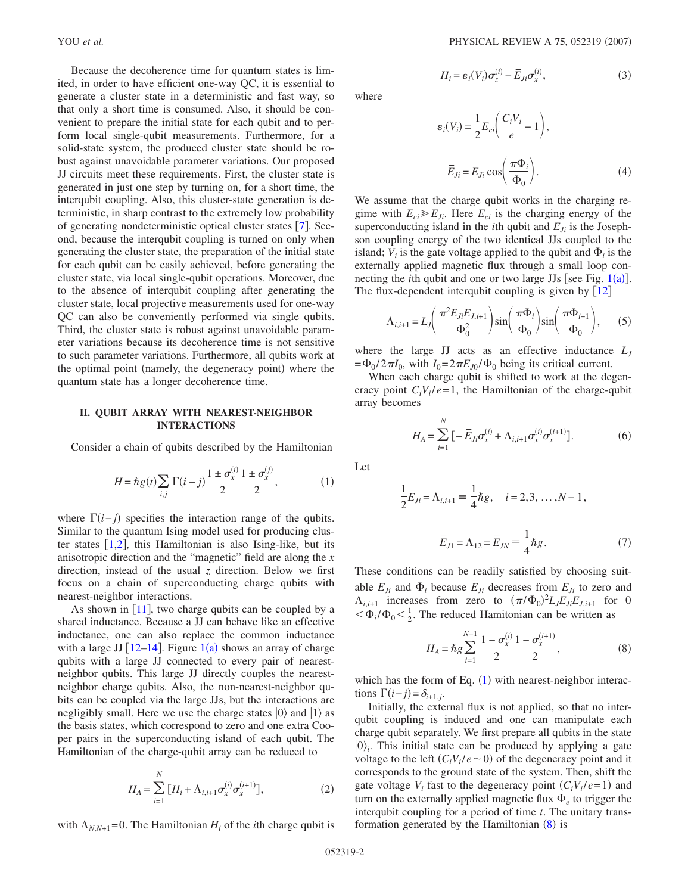Because the decoherence time for quantum states is limited, in order to have efficient one-way QC, it is essential to generate a cluster state in a deterministic and fast way, so that only a short time is consumed. Also, it should be convenient to prepare the initial state for each qubit and to perform local single-qubit measurements. Furthermore, for a solid-state system, the produced cluster state should be robust against unavoidable parameter variations. Our proposed JJ circuits meet these requirements. First, the cluster state is generated in just one step by turning on, for a short time, the interqubit coupling. Also, this cluster-state generation is deterministic, in sharp contrast to the extremely low probability of generating nondeterministic optical cluster states [7]. Second, because the interqubit coupling is turned on only when generating the cluster state, the preparation of the initial state for each qubit can be easily achieved, before generating the cluster state, via local single-qubit operations. Moreover, due to the absence of interqubit coupling after generating the cluster state, local projective measurements used for one-way QC can also be conveniently performed via single qubits. Third, the cluster state is robust against unavoidable parameter variations because its decoherence time is not sensitive to such parameter variations. Furthermore, all qubits work at the optimal point (namely, the degeneracy point) where the quantum state has a longer decoherence time.

## II. QUBIT ARRAY WITH NEAREST-NEIGHBOR INTERACTIONS

Consider a chain of qubits described by the Hamiltonian

$$H = \hbar g(t)\sum_{i,j}\Gamma(i-j)\frac{1\pm\sigma_x^{(i)}}{2}\frac{1\pm\sigma_x^{(j)}}{2}, \tag{1}$$

where $\Gamma(i-j)$ specifies the interaction range of the qubits. Similar to the quantum Ising model used for producing cluster states [1,2], this Hamiltonian is also Ising-like, but its anisotropic direction and the "magnetic" field are along the $x$ direction, instead of the usual $z$ direction. Below we first focus on a chain of superconducting charge qubits with nearest-neighbor interactions.

As shown in [11], two charge qubits can be coupled by a shared inductance. Because a JJ can behave like an effective inductance, one can also replace the common inductance with a large JJ [12–14]. Figure 1(a) shows an array of charge qubits with a large JJ connected to every pair of nearest-neighbor qubits. This large JJ directly couples the nearest-neighbor charge qubits. Also, the non-nearest-neighbor qubits can be coupled via the large JJs, but the interactions are negligibly small. Here we use the charge states $|0\rangle$ and $|1\rangle$ as the basis states, which correspond to zero and one extra Cooper pairs in the superconducting island of each qubit. The Hamiltonian of the charge-qubit array can be reduced to

$$H_A = \sum_{i=1}^{N}\left[H_i + \Lambda_{i,i+1}\sigma_x^{(i)}\sigma_x^{(i+1)}\right], \tag{2}$$

with $\Lambda_{N,N+1}=0$. The Hamiltonian $H_i$ of the $i$th charge qubit is

$$H_i = \varepsilon_i(V_i)\sigma_z^{(i)} - \bar{E}_{Ji}\sigma_x^{(i)}, \tag{3}$$

where

$$\varepsilon_i(V_i) = \frac{1}{2}E_{ci}\left(\frac{C_iV_i}{e}-1\right),$$

$$\bar{E}_{Ji} = E_{Ji}\cos\left(\frac{\pi\Phi_i}{\Phi_0}\right). \tag{4}$$

We assume that the charge qubit works in the charging regime with $E_{ci}\gg E_{Ji}$. Here $E_{ci}$ is the charging energy of the superconducting island in the $i$th qubit and $E_{Ji}$ is the Josephson coupling energy of the two identical JJs coupled to the island; $V_i$ is the gate voltage applied to the qubit and $\Phi_i$ is the externally applied magnetic flux through a small loop connecting the $i$th qubit and one or two large JJs [see Fig. 1(a)]. The flux-dependent interqubit coupling is given by [12]

$$\Lambda_{i,i+1} = L_J\left(\frac{\pi^2E_{Ji}E_{J,i+1}}{\Phi_0^2}\right)\sin\left(\frac{\pi\Phi_i}{\Phi_0}\right)\sin\left(\frac{\pi\Phi_{i+1}}{\Phi_0}\right), \tag{5}$$

where the large JJ acts as an effective inductance $L_J = \Phi_0/2\pi I_0$, with $I_0 = 2\pi E_{J0}/\Phi_0$ being its critical current.

When each charge qubit is shifted to work at the degeneracy point $C_iV_i/e=1$, the Hamiltonian of the charge-qubit array becomes

$$H_A = \sum_{i=1}^{N}\left[-\bar{E}_{Ji}\sigma_x^{(i)} + \Lambda_{i,i+1}\sigma_x^{(i)}\sigma_x^{(i+1)}\right]. \tag{6}$$

Let

$$\frac{1}{2}\bar{E}_{Ji} = \Lambda_{i,i+1} \equiv \frac{1}{4}\hbar g, \quad i=2,3,\ldots,N-1,$$

$$\bar{E}_{J1} = \Lambda_{12} = \bar{E}_{JN} \equiv \frac{1}{4}\hbar g. \tag{7}$$

These conditions can be readily satisfied by choosing suitable $E_{Ji}$ and $\Phi_i$ because $\bar{E}_{Ji}$ decreases from $E_{Ji}$ to zero and $\Lambda_{i,i+1}$ increases from zero to $(\pi/\Phi_0)^2L_JE_{Ji}E_{J,i+1}$ for $0<\Phi_i/\Phi_0<\frac{1}{2}$. The reduced Hamitonian can be written as

$$H_A = \hbar g\sum_{i=1}^{N-1}\frac{1-\sigma_x^{(i)}}{2}\frac{1-\sigma_x^{(i+1)}}{2}, \tag{8}$$

which has the form of Eq. (1) with nearest-neighbor interactions $\Gamma(i-j)=\delta_{i+1,j}$.

Initially, the external flux is not applied, so that no interqubit coupling is induced and one can manipulate each charge qubit separately. We first prepare all qubits in the state $|0\rangle_i$. This initial state can be produced by applying a gate voltage to the left $(C_iV_i/e\sim 0)$ of the degeneracy point and it corresponds to the ground state of the system. Then, shift the gate voltage $V_i$ fast to the degeneracy point $(C_iV_i/e=1)$ and turn on the externally applied magnetic flux $\Phi_e$ to trigger the interqubit coupling for a period of time $t$. The unitary transformation generated by the Hamiltonian (8) is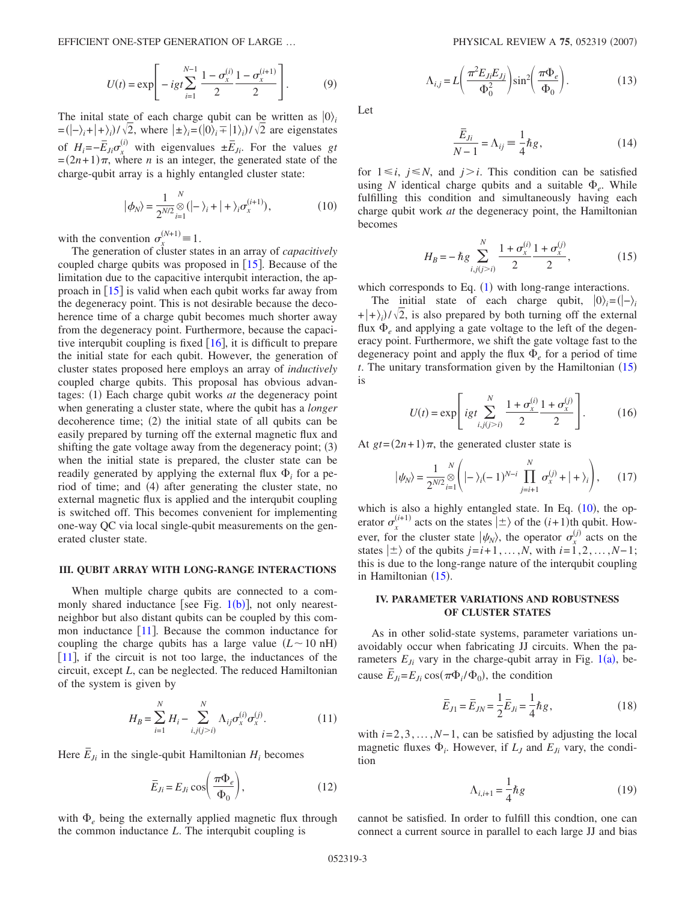$$U(t) = \exp\left[ -igt \sum_{i=1}^{N-1} \frac{1-\sigma_x^{(i)}}{2} \frac{1-\sigma_x^{(i+1)}}{2} \right]. \quad (9)$$

The inital state of each charge qubit can be written as $|0\rangle_i = (|-\rangle_i + |+\rangle_i)/\sqrt{2}$, where $|\pm\rangle_i = (|0\rangle_i \mp |1\rangle_i)/\sqrt{2}$ are eigenstates of $H_i = -\bar{E}_{Ji}\sigma_x^{(i)}$ with eigenvalues $\pm \bar{E}_{Ji}$. For the values $gt = (2n+1)\pi$, where $n$ is an integer, the generated state of the charge-qubit array is a highly entangled cluster state:

$$|\phi_N\rangle = \frac{1}{2^{N/2}} \bigotimes_{i=1}^{N} (|-\rangle_i + |+\rangle_i \sigma_x^{(i+1)}), \quad (10)$$

with the convention $\sigma_x^{(N+1)} \equiv 1$.

The generation of cluster states in an array of *capacitively* coupled charge qubits was proposed in [15]. Because of the limitation due to the capacitive interqubit interaction, the approach in [15] is valid when each qubit works far away from the degeneracy point. This is not desirable because the decoherence time of a charge qubit becomes much shorter away from the degeneracy point. Furthermore, because the capacitive interqubit coupling is fixed [16], it is difficult to prepare the initial state for each qubit. However, the generation of cluster states proposed here employs an array of *inductively* coupled charge qubits. This proposal has obvious advantages: (1) Each charge qubit works *at* the degeneracy point when generating a cluster state, where the qubit has a *longer* decoherence time; (2) the initial state of all qubits can be easily prepared by turning off the external magnetic flux and shifting the gate voltage away from the degeneracy point; (3) when the initial state is prepared, the cluster state can be readily generated by applying the external flux $\Phi_i$ for a period of time; and (4) after generating the cluster state, no external magnetic flux is applied and the interqubit coupling is switched off. This becomes convenient for implementing one-way QC via local single-qubit measurements on the generated cluster state.

## III. QUBIT ARRAY WITH LONG-RANGE INTERACTIONS

When multiple charge qubits are connected to a commonly shared inductance [see Fig. 1(b)], not only nearest-neighbor but also distant qubits can be coupled by this common inductance [11]. Because the common inductance for coupling the charge qubits has a large value ($L \sim 10$ nH) [11], if the circuit is not too large, the inductances of the circuit, except $L$, can be neglected. The reduced Hamiltonian of the system is given by

$$H_B = \sum_{i=1}^{N} H_i - \sum_{i,j(j>i)}^{N} \Lambda_{ij}\sigma_x^{(i)}\sigma_x^{(j)}. \quad (11)$$

Here $\bar{E}_{Ji}$ in the single-qubit Hamiltonian $H_i$ becomes

$$\bar{E}_{Ji} = E_{Ji} \cos\left(\frac{\pi \Phi_e}{\Phi_0}\right), \quad (12)$$

with $\Phi_e$ being the externally applied magnetic flux through the common inductance $L$. The interqubit coupling is

$$\Lambda_{i,j} = L\left(\frac{\pi^2 E_{Ji} E_{Jj}}{\Phi_0^2}\right) \sin^2\left(\frac{\pi \Phi_e}{\Phi_0}\right). \quad (13)$$

Let

$$\frac{\bar{E}_{Ji}}{N-1} = \Lambda_{ij} \equiv \frac{1}{4}\hbar g, \quad (14)$$

for $1 \le i$, $j \le N$, and $j > i$. This condition can be satisfied using $N$ identical charge qubits and a suitable $\Phi_e$. While fulfilling this condition and simultaneously having each charge qubit work *at* the degeneracy point, the Hamiltonian becomes

$$H_B = -\hbar g \sum_{i,j(j>i)}^{N} \frac{1+\sigma_x^{(i)}}{2} \frac{1+\sigma_x^{(j)}}{2}, \quad (15)$$

which corresponds to Eq. (1) with long-range interactions.

The initial state of each charge qubit, $|0\rangle_i = (|-\rangle_i + |+\rangle_i)/\sqrt{2}$, is also prepared by both turning off the external flux $\Phi_e$ and applying a gate voltage to the left of the degeneracy point. Furthermore, we shift the gate voltage fast to the degeneracy point and apply the flux $\Phi_e$ for a period of time $t$. The unitary transformation given by the Hamiltonian (15) is

$$U(t) = \exp\left[ igt \sum_{i,j(j>i)}^{N} \frac{1+\sigma_x^{(i)}}{2} \frac{1+\sigma_x^{(j)}}{2} \right]. \quad (16)$$

At $gt = (2n+1)\pi$, the generated cluster state is

$$|\psi_N\rangle = \frac{1}{2^{N/2}} \bigotimes_{i=1}^{N} \left( |-\rangle_i (-1)^{N-i} \prod_{j=i+1}^{N} \sigma_x^{(j)} + |+\rangle_i \right), \quad (17)$$

which is also a highly entangled state. In Eq. (10), the operator $\sigma_x^{(i+1)}$ acts on the states $|\pm\rangle$ of the $(i+1)$th qubit. However, for the cluster state $|\psi_N\rangle$, the operator $\sigma_x^{(j)}$ acts on the states $|\pm\rangle$ of the qubits $j = i+1, \ldots, N$, with $i = 1, 2, \ldots, N-1$; this is due to the long-range nature of the interqubit coupling in Hamiltonian (15).

## IV. PARAMETER VARIATIONS AND ROBUSTNESS OF CLUSTER STATES

As in other solid-state systems, parameter variations unavoidably occur when fabricating JJ circuits. When the parameters $E_{Ji}$ vary in the charge-qubit array in Fig. 1(a), because $\bar{E}_{Ji} = E_{Ji}\cos(\pi\Phi_i/\Phi_0)$, the condition

$$\bar{E}_{J1} = \bar{E}_{JN} = \frac{1}{2}\bar{E}_{Ji} = \frac{1}{4}\hbar g, \quad (18)$$

with $i = 2, 3, \ldots, N-1$, can be satisfied by adjusting the local magnetic fluxes $\Phi_i$. However, if $L_J$ and $E_{Ji}$ vary, the condition

$$\Lambda_{i,i+1} = \frac{1}{4}\hbar g \quad (19)$$

cannot be satisfied. In order to fulfill this condtion, one can connect a current source in parallel to each large JJ and bias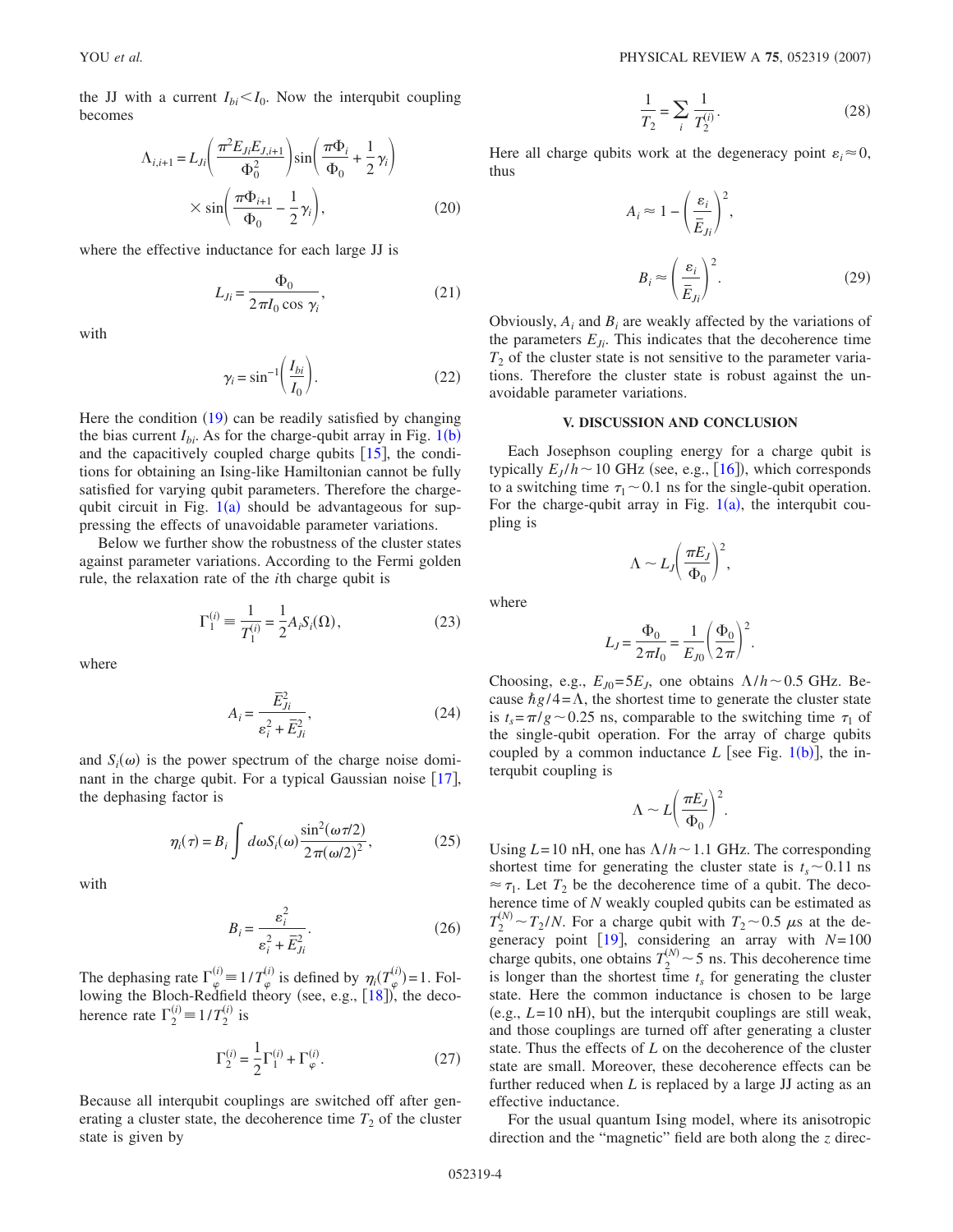the JJ with a current $I_{bi} < I_0$. Now the interqubit coupling becomes

$$\Lambda_{i,i+1} = L_{Ji}\left(\frac{\pi^2 E_{Ji} E_{J,i+1}}{\Phi_0^2}\right)\sin\left(\frac{\pi\Phi_i}{\Phi_0} + \frac{1}{2}\gamma_i\right) \times \sin\left(\frac{\pi\Phi_{i+1}}{\Phi_0} - \frac{1}{2}\gamma_i\right), \tag{20}$$

where the effective inductance for each large JJ is

$$L_{Ji} = \frac{\Phi_0}{2\pi I_0 \cos\gamma_i}, \tag{21}$$

with

$$\gamma_i = \sin^{-1}\left(\frac{I_{bi}}{I_0}\right). \tag{22}$$

Here the condition (19) can be readily satisfied by changing the bias current $I_{bi}$. As for the charge-qubit array in Fig. 1(b) and the capacitively coupled charge qubits [15], the conditions for obtaining an Ising-like Hamiltonian cannot be fully satisfied for varying qubit parameters. Therefore the charge-qubit circuit in Fig. 1(a) should be advantageous for suppressing the effects of unavoidable parameter variations.

Below we further show the robustness of the cluster states against parameter variations. According to the Fermi golden rule, the relaxation rate of the $i$th charge qubit is

$$\Gamma_1^{(i)} \equiv \frac{1}{T_1^{(i)}} = \frac{1}{2}A_i S_i(\Omega), \tag{23}$$

where

$$A_i = \frac{\bar{E}_{Ji}^2}{\varepsilon_i^2 + \bar{E}_{Ji}^2}, \tag{24}$$

and $S_i(\omega)$ is the power spectrum of the charge noise dominant in the charge qubit. For a typical Gaussian noise [17], the dephasing factor is

$$\eta_i(\tau) = B_i \int d\omega S_i(\omega)\frac{\sin^2(\omega\tau/2)}{2\pi(\omega/2)^2}, \tag{25}$$

with

$$B_i = \frac{\varepsilon_i^2}{\varepsilon_i^2 + \bar{E}_{Ji}^2}. \tag{26}$$

The dephasing rate $\Gamma_\varphi^{(i)} \equiv 1/T_\varphi^{(i)}$ is defined by $\eta_i(T_\varphi^{(i)}) = 1$. Following the Bloch-Redfield theory (see, e.g., [18]), the decoherence rate $\Gamma_2^{(i)} \equiv 1/T_2^{(i)}$ is

$$\Gamma_2^{(i)} = \frac{1}{2}\Gamma_1^{(i)} + \Gamma_\varphi^{(i)}. \tag{27}$$

Because all interqubit couplings are switched off after generating a cluster state, the decoherence time $T_2$ of the cluster state is given by

$$\frac{1}{T_2} = \sum_i \frac{1}{T_2^{(i)}}. \tag{28}$$

Here all charge qubits work at the degeneracy point $\varepsilon_i \approx 0$, thus

$$A_i \approx 1 - \left(\frac{\varepsilon_i}{\bar{E}_{Ji}}\right)^2,$$

$$B_i \approx \left(\frac{\varepsilon_i}{\bar{E}_{Ji}}\right)^2. \tag{29}$$

Obviously, $A_i$ and $B_i$ are weakly affected by the variations of the parameters $E_{Ji}$. This indicates that the decoherence time $T_2$ of the cluster state is not sensitive to the parameter variations. Therefore the cluster state is robust against the unavoidable parameter variations.

## V. DISCUSSION AND CONCLUSION

Each Josephson coupling energy for a charge qubit is typically $E_J/h \sim 10$ GHz (see, e.g., [16]), which corresponds to a switching time $\tau_1 \sim 0.1$ ns for the single-qubit operation. For the charge-qubit array in Fig. 1(a), the interqubit coupling is

$$\Lambda \sim L_J\left(\frac{\pi E_J}{\Phi_0}\right)^2,$$

where

$$L_J = \frac{\Phi_0}{2\pi I_0} = \frac{1}{E_{J0}}\left(\frac{\Phi_0}{2\pi}\right)^2.$$

Choosing, e.g., $E_{J0} = 5E_J$, one obtains $\Lambda/h \sim 0.5$ GHz. Because $\hbar g/4 = \Lambda$, the shortest time to generate the cluster state is $t_s = \pi/g \sim 0.25$ ns, comparable to the switching time $\tau_1$ of the single-qubit operation. For the array of charge qubits coupled by a common inductance $L$ [see Fig. 1(b)], the interqubit coupling is

$$\Lambda \sim L\left(\frac{\pi E_J}{\Phi_0}\right)^2.$$

Using $L = 10$ nH, one has $\Lambda/h \sim 1.1$ GHz. The corresponding shortest time for generating the cluster state is $t_s \sim 0.11$ ns $\approx \tau_1$. Let $T_2$ be the decoherence time of a qubit. The decoherence time of $N$ weakly coupled qubits can be estimated as $T_2^{(N)} \sim T_2/N$. For a charge qubit with $T_2 \sim 0.5$ $\mu$s at the degeneracy point [19], considering an array with $N = 100$ charge qubits, one obtains $T_2^{(N)} \sim 5$ ns. This decoherence time is longer than the shortest time $t_s$ for generating the cluster state. Here the common inductance is chosen to be large (e.g., $L = 10$ nH), but the interqubit couplings are still weak, and those couplings are turned off after generating a cluster state. Thus the effects of $L$ on the decoherence of the cluster state are small. Moreover, these decoherence effects can be further reduced when $L$ is replaced by a large JJ acting as an effective inductance.

For the usual quantum Ising model, where its anisotropic direction and the "magnetic" field are both along the $z$ direc-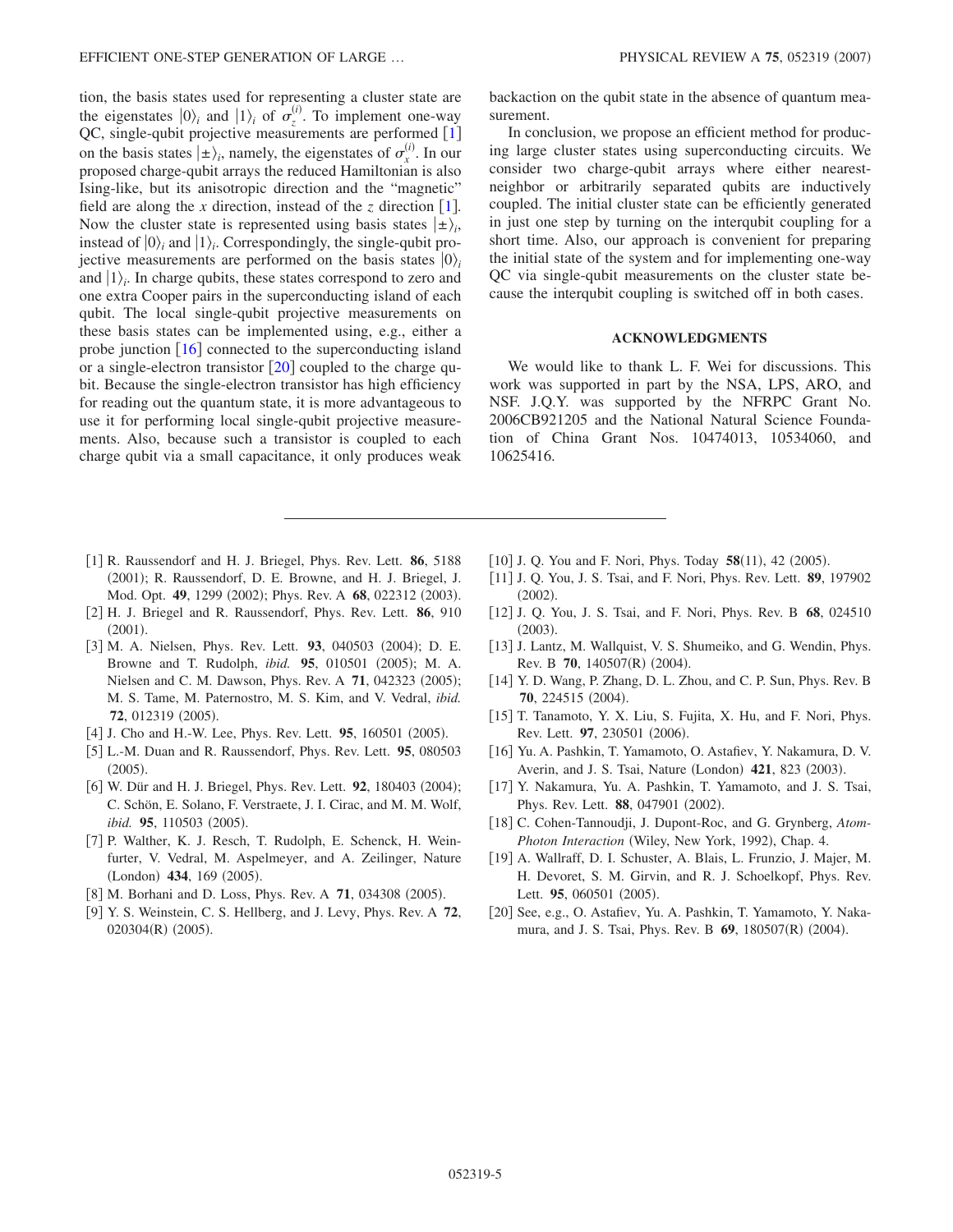tion, the basis states used for representing a cluster state are the eigenstates $|0\rangle_i$ and $|1\rangle_i$ of $\sigma_z^{(i)}$. To implement one-way QC, single-qubit projective measurements are performed [1] on the basis states $|\pm\rangle_i$, namely, the eigenstates of $\sigma_x^{(i)}$. In our proposed charge-qubit arrays the reduced Hamiltonian is also Ising-like, but its anisotropic direction and the "magnetic" field are along the $x$ direction, instead of the $z$ direction [1]. Now the cluster state is represented using basis states $|\pm\rangle_i$, instead of $|0\rangle_i$ and $|1\rangle_i$. Correspondingly, the single-qubit projective measurements are performed on the basis states $|0\rangle_i$ and $|1\rangle_i$. In charge qubits, these states correspond to zero and one extra Cooper pairs in the superconducting island of each qubit. The local single-qubit projective measurements on these basis states can be implemented using, e.g., either a probe junction [16] connected to the superconducting island or a single-electron transistor [20] coupled to the charge qubit. Because the single-electron transistor has high efficiency for reading out the quantum state, it is more advantageous to use it for performing local single-qubit projective measurements. Also, because such a transistor is coupled to each charge qubit via a small capacitance, it only produces weak backaction on the qubit state in the absence of quantum measurement.

In conclusion, we propose an efficient method for producing large cluster states using superconducting circuits. We consider two charge-qubit arrays where either nearest-neighbor or arbitrarily separated qubits are inductively coupled. The initial cluster state can be efficiently generated in just one step by turning on the interqubit coupling for a short time. Also, our approach is convenient for preparing the initial state of the system and for implementing one-way QC via single-qubit measurements on the cluster state because the interqubit coupling is switched off in both cases.

## ACKNOWLEDGMENTS

We would like to thank L. F. Wei for discussions. This work was supported in part by the NSA, LPS, ARO, and NSF. J.Q.Y. was supported by the NFRPC Grant No. 2006CB921205 and the National Natural Science Foundation of China Grant Nos. 10474013, 10534060, and 10625416.

---

[1] R. Raussendorf and H. J. Briegel, Phys. Rev. Lett. **86**, 5188 (2001); R. Raussendorf, D. E. Browne, and H. J. Briegel, J. Mod. Opt. **49**, 1299 (2002); Phys. Rev. A **68**, 022312 (2003).

[2] H. J. Briegel and R. Raussendorf, Phys. Rev. Lett. **86**, 910 (2001).

[3] M. A. Nielsen, Phys. Rev. Lett. **93**, 040503 (2004); D. E. Browne and T. Rudolph, *ibid.* **95**, 010501 (2005); M. A. Nielsen and C. M. Dawson, Phys. Rev. A **71**, 042323 (2005); M. S. Tame, M. Paternostro, M. S. Kim, and V. Vedral, *ibid.* **72**, 012319 (2005).

[4] J. Cho and H.-W. Lee, Phys. Rev. Lett. **95**, 160501 (2005).

[5] L.-M. Duan and R. Raussendorf, Phys. Rev. Lett. **95**, 080503 (2005).

[6] W. Dür and H. J. Briegel, Phys. Rev. Lett. **92**, 180403 (2004); C. Schön, E. Solano, F. Verstraete, J. I. Cirac, and M. M. Wolf, *ibid.* **95**, 110503 (2005).

[7] P. Walther, K. J. Resch, T. Rudolph, E. Schenck, H. Weinfurter, V. Vedral, M. Aspelmeyer, and A. Zeilinger, Nature (London) **434**, 169 (2005).

[8] M. Borhani and D. Loss, Phys. Rev. A **71**, 034308 (2005).

[9] Y. S. Weinstein, C. S. Hellberg, and J. Levy, Phys. Rev. A **72**, 020304(R) (2005).

[10] J. Q. You and F. Nori, Phys. Today **58**(11), 42 (2005).

[11] J. Q. You, J. S. Tsai, and F. Nori, Phys. Rev. Lett. **89**, 197902 (2002).

[12] J. Q. You, J. S. Tsai, and F. Nori, Phys. Rev. B **68**, 024510 (2003).

[13] J. Lantz, M. Wallquist, V. S. Shumeiko, and G. Wendin, Phys. Rev. B **70**, 140507(R) (2004).

[14] Y. D. Wang, P. Zhang, D. L. Zhou, and C. P. Sun, Phys. Rev. B **70**, 224515 (2004).

[15] T. Tanamoto, Y. X. Liu, S. Fujita, X. Hu, and F. Nori, Phys. Rev. Lett. **97**, 230501 (2006).

[16] Yu. A. Pashkin, T. Yamamoto, O. Astafiev, Y. Nakamura, D. V. Averin, and J. S. Tsai, Nature (London) **421**, 823 (2003).

[17] Y. Nakamura, Yu. A. Pashkin, T. Yamamoto, and J. S. Tsai, Phys. Rev. Lett. **88**, 047901 (2002).

[18] C. Cohen-Tannoudji, J. Dupont-Roc, and G. Grynberg, *Atom-Photon Interaction* (Wiley, New York, 1992), Chap. 4.

[19] A. Wallraff, D. I. Schuster, A. Blais, L. Frunzio, J. Majer, M. H. Devoret, S. M. Girvin, and R. J. Schoelkopf, Phys. Rev. Lett. **95**, 060501 (2005).

[20] See, e.g., O. Astafiev, Yu. A. Pashkin, T. Yamamoto, Y. Nakamura, and J. S. Tsai, Phys. Rev. B **69**, 180507(R) (2004).